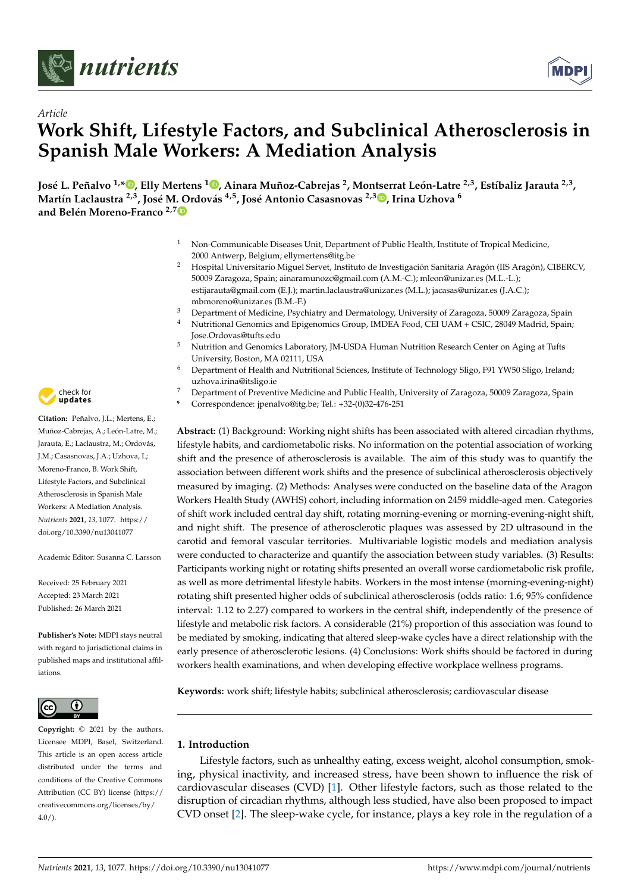*Article*

# Work Shift, Lifestyle Factors, and Subclinical Atherosclerosis in Spanish Male Workers: A Mediation Analysis

**José L. Peñalvo [1,*], Elly Mertens [1], Ainara Muñoz-Cabrejas [2], Montserrat León-Latre [2,3], Estíbaliz Jarauta [2,3], Martín Laclaustra [2,3], José M. Ordovás [4,5], José Antonio Casasnovas [2,3], Irina Uzhova [6] and Belén Moreno-Franco [2,7]**

[1] Non-Communicable Diseases Unit, Department of Public Health, Institute of Tropical Medicine, 2000 Antwerp, Belgium; ellymertens@itg.be

[2] Hospital Universitario Miguel Servet, Instituto de Investigación Sanitaria Aragón (IIS Aragón), CIBERCV, 50009 Zaragoza, Spain; ainaramunoz@gmail.com (A.M.-C.); mleon@unizar.es (M.L.-L.); estijarauta@gmail.com (E.J.); martin.laclaustra@unizar.es (M.L.); jacasas@unizar.es (J.A.C.); mbmoreno@unizar.es (B.M.-F.)

[3] Department of Medicine, Psychiatry and Dermatology, University of Zaragoza, 50009 Zaragoza, Spain

[4] Nutritional Genomics and Epigenomics Group, IMDEA Food, CEI UAM + CSIC, 28049 Madrid, Spain; Jose.Ordovas@tufts.edu

[5] Nutrition and Genomics Laboratory, JM-USDA Human Nutrition Research Center on Aging at Tufts University, Boston, MA 02111, USA

[6] Department of Health and Nutritional Sciences, Institute of Technology Sligo, F91 YW50 Sligo, Ireland; uzhova.irina@itsligo.ie

[7] Department of Preventive Medicine and Public Health, University of Zaragoza, 50009 Zaragoza, Spain

\* Correspondence: jpenalvo@itg.be; Tel.: +32-(0)32-476-251

**Citation:** Peñalvo, J.L.; Mertens, E.; Muñoz-Cabrejas, A.; León-Latre, M.; Jarauta, E.; Laclaustra, M.; Ordovás, J.M.; Casasnovas, J.A.; Uzhova, I.; Moreno-Franco, B. Work Shift, Lifestyle Factors, and Subclinical Atherosclerosis in Spanish Male Workers: A Mediation Analysis. *Nutrients* **2021**, *13*, 1077. https://doi.org/10.3390/nu13041077

Academic Editor: Susanna C. Larsson

Received: 25 February 2021
Accepted: 23 March 2021
Published: 26 March 2021

**Publisher's Note:** MDPI stays neutral with regard to jurisdictional claims in published maps and institutional affiliations.

**Copyright:** © 2021 by the authors. Licensee MDPI, Basel, Switzerland. This article is an open access article distributed under the terms and conditions of the Creative Commons Attribution (CC BY) license (https://creativecommons.org/licenses/by/4.0/).

**Abstract:** (1) Background: Working night shifts has been associated with altered circadian rhythms, lifestyle habits, and cardiometabolic risks. No information on the potential association of working shift and the presence of atherosclerosis is available. The aim of this study was to quantify the association between different work shifts and the presence of subclinical atherosclerosis objectively measured by imaging. (2) Methods: Analyses were conducted on the baseline data of the Aragon Workers Health Study (AWHS) cohort, including information on 2459 middle-aged men. Categories of shift work included central day shift, rotating morning-evening or morning-evening-night shift, and night shift. The presence of atherosclerotic plaques was assessed by 2D ultrasound in the carotid and femoral vascular territories. Multivariable logistic models and mediation analysis were conducted to characterize and quantify the association between study variables. (3) Results: Participants working night or rotating shifts presented an overall worse cardiometabolic risk profile, as well as more detrimental lifestyle habits. Workers in the most intense (morning-evening-night) rotating shift presented higher odds of subclinical atherosclerosis (odds ratio: 1.6; 95% confidence interval: 1.12 to 2.27) compared to workers in the central shift, independently of the presence of lifestyle and metabolic risk factors. A considerable (21%) proportion of this association was found to be mediated by smoking, indicating that altered sleep-wake cycles have a direct relationship with the early presence of atherosclerotic lesions. (4) Conclusions: Work shifts should be factored in during workers health examinations, and when developing effective workplace wellness programs.

**Keywords:** work shift; lifestyle habits; subclinical atherosclerosis; cardiovascular disease

## 1. Introduction

Lifestyle factors, such as unhealthy eating, excess weight, alcohol consumption, smoking, physical inactivity, and increased stress, have been shown to influence the risk of cardiovascular diseases (CVD) [1]. Other lifestyle factors, such as those related to the disruption of circadian rhythms, although less studied, have also been proposed to impact CVD onset [2]. The sleep-wake cycle, for instance, plays a key role in the regulation of a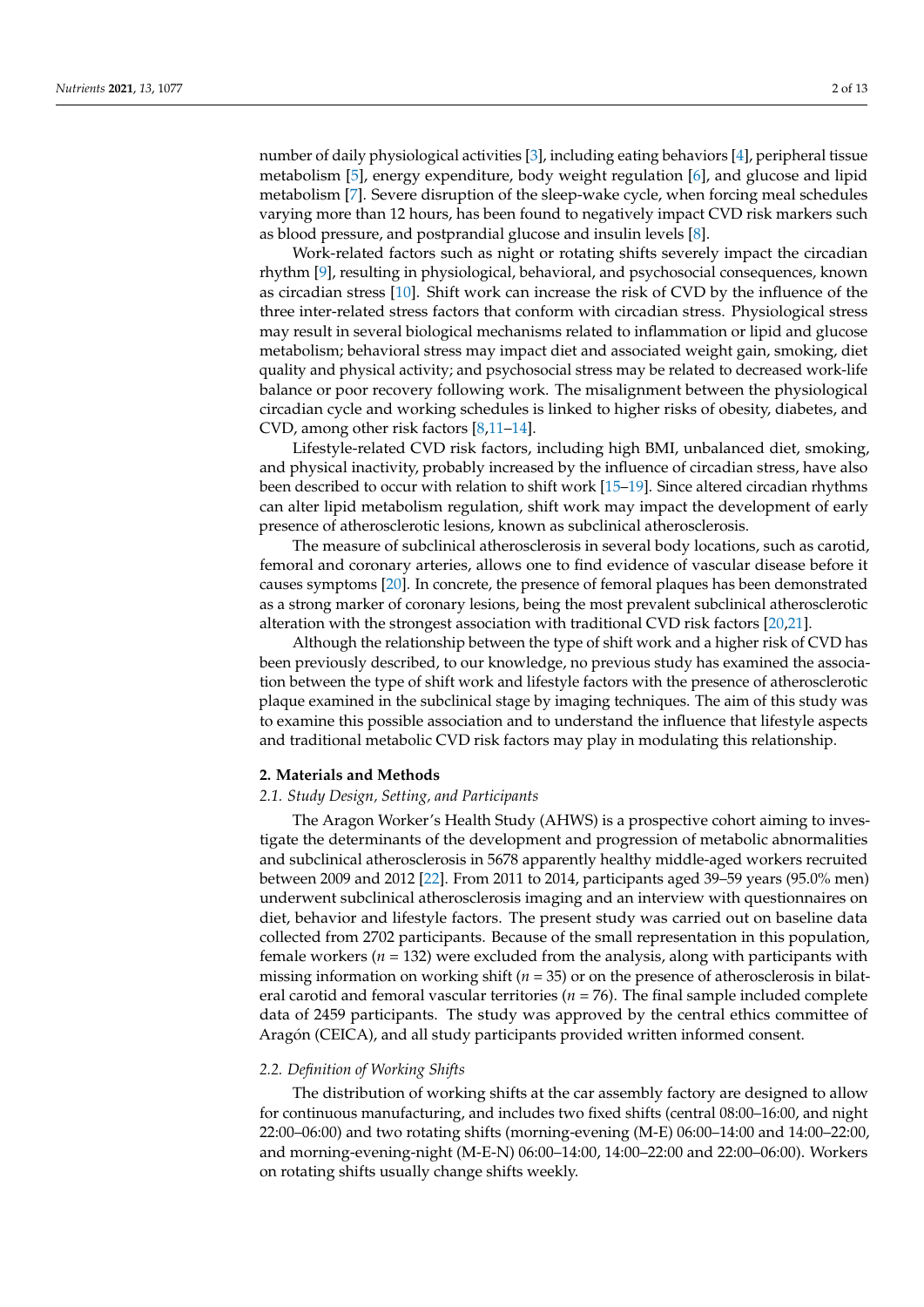number of daily physiological activities [3], including eating behaviors [4], peripheral tissue metabolism [5], energy expenditure, body weight regulation [6], and glucose and lipid metabolism [7]. Severe disruption of the sleep-wake cycle, when forcing meal schedules varying more than 12 hours, has been found to negatively impact CVD risk markers such as blood pressure, and postprandial glucose and insulin levels [8].

Work-related factors such as night or rotating shifts severely impact the circadian rhythm [9], resulting in physiological, behavioral, and psychosocial consequences, known as circadian stress [10]. Shift work can increase the risk of CVD by the influence of the three inter-related stress factors that conform with circadian stress. Physiological stress may result in several biological mechanisms related to inflammation or lipid and glucose metabolism; behavioral stress may impact diet and associated weight gain, smoking, diet quality and physical activity; and psychosocial stress may be related to decreased work-life balance or poor recovery following work. The misalignment between the physiological circadian cycle and working schedules is linked to higher risks of obesity, diabetes, and CVD, among other risk factors [8,11–14].

Lifestyle-related CVD risk factors, including high BMI, unbalanced diet, smoking, and physical inactivity, probably increased by the influence of circadian stress, have also been described to occur with relation to shift work [15–19]. Since altered circadian rhythms can alter lipid metabolism regulation, shift work may impact the development of early presence of atherosclerotic lesions, known as subclinical atherosclerosis.

The measure of subclinical atherosclerosis in several body locations, such as carotid, femoral and coronary arteries, allows one to find evidence of vascular disease before it causes symptoms [20]. In concrete, the presence of femoral plaques has been demonstrated as a strong marker of coronary lesions, being the most prevalent subclinical atherosclerotic alteration with the strongest association with traditional CVD risk factors [20,21].

Although the relationship between the type of shift work and a higher risk of CVD has been previously described, to our knowledge, no previous study has examined the association between the type of shift work and lifestyle factors with the presence of atherosclerotic plaque examined in the subclinical stage by imaging techniques. The aim of this study was to examine this possible association and to understand the influence that lifestyle aspects and traditional metabolic CVD risk factors may play in modulating this relationship.

## 2. Materials and Methods

### 2.1. Study Design, Setting, and Participants

The Aragon Worker's Health Study (AHWS) is a prospective cohort aiming to investigate the determinants of the development and progression of metabolic abnormalities and subclinical atherosclerosis in 5678 apparently healthy middle-aged workers recruited between 2009 and 2012 [22]. From 2011 to 2014, participants aged 39–59 years (95.0% men) underwent subclinical atherosclerosis imaging and an interview with questionnaires on diet, behavior and lifestyle factors. The present study was carried out on baseline data collected from 2702 participants. Because of the small representation in this population, female workers ($n$ = 132) were excluded from the analysis, along with participants with missing information on working shift ($n$ = 35) or on the presence of atherosclerosis in bilateral carotid and femoral vascular territories ($n$ = 76). The final sample included complete data of 2459 participants. The study was approved by the central ethics committee of Aragón (CEICA), and all study participants provided written informed consent.

### 2.2. Definition of Working Shifts

The distribution of working shifts at the car assembly factory are designed to allow for continuous manufacturing, and includes two fixed shifts (central 08:00–16:00, and night 22:00–06:00) and two rotating shifts (morning-evening (M-E) 06:00–14:00 and 14:00–22:00, and morning-evening-night (M-E-N) 06:00–14:00, 14:00–22:00 and 22:00–06:00). Workers on rotating shifts usually change shifts weekly.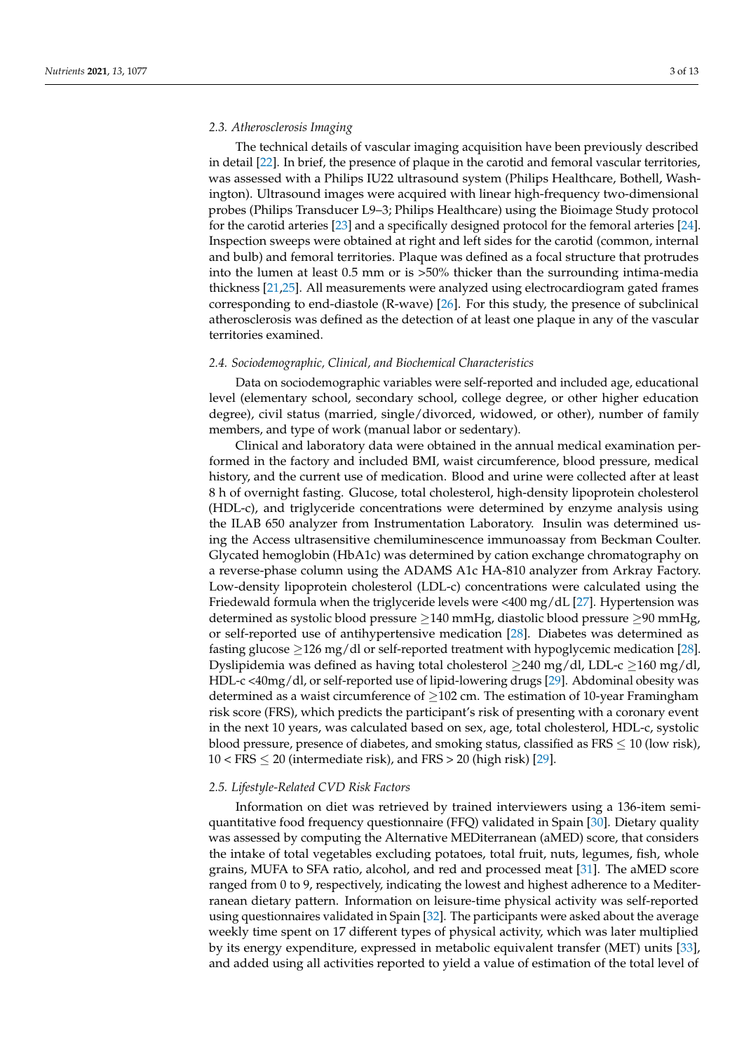### 2.3. Atherosclerosis Imaging

The technical details of vascular imaging acquisition have been previously described in detail [22]. In brief, the presence of plaque in the carotid and femoral vascular territories, was assessed with a Philips IU22 ultrasound system (Philips Healthcare, Bothell, Washington). Ultrasound images were acquired with linear high-frequency two-dimensional probes (Philips Transducer L9–3; Philips Healthcare) using the Bioimage Study protocol for the carotid arteries [23] and a specifically designed protocol for the femoral arteries [24]. Inspection sweeps were obtained at right and left sides for the carotid (common, internal and bulb) and femoral territories. Plaque was defined as a focal structure that protrudes into the lumen at least 0.5 mm or is >50% thicker than the surrounding intima-media thickness [21,25]. All measurements were analyzed using electrocardiogram gated frames corresponding to end-diastole (R-wave) [26]. For this study, the presence of subclinical atherosclerosis was defined as the detection of at least one plaque in any of the vascular territories examined.

### 2.4. Sociodemographic, Clinical, and Biochemical Characteristics

Data on sociodemographic variables were self-reported and included age, educational level (elementary school, secondary school, college degree, or other higher education degree), civil status (married, single/divorced, widowed, or other), number of family members, and type of work (manual labor or sedentary).

Clinical and laboratory data were obtained in the annual medical examination performed in the factory and included BMI, waist circumference, blood pressure, medical history, and the current use of medication. Blood and urine were collected after at least 8 h of overnight fasting. Glucose, total cholesterol, high-density lipoprotein cholesterol (HDL-c), and triglyceride concentrations were determined by enzyme analysis using the ILAB 650 analyzer from Instrumentation Laboratory. Insulin was determined using the Access ultrasensitive chemiluminescence immunoassay from Beckman Coulter. Glycated hemoglobin (HbA1c) was determined by cation exchange chromatography on a reverse-phase column using the ADAMS A1c HA-810 analyzer from Arkray Factory. Low-density lipoprotein cholesterol (LDL-c) concentrations were calculated using the Friedewald formula when the triglyceride levels were <400 mg/dL [27]. Hypertension was determined as systolic blood pressure $\geq$140 mmHg, diastolic blood pressure $\geq$90 mmHg, or self-reported use of antihypertensive medication [28]. Diabetes was determined as fasting glucose $\geq$126 mg/dl or self-reported treatment with hypoglycemic medication [28]. Dyslipidemia was defined as having total cholesterol $\geq$240 mg/dl, LDL-c $\geq$160 mg/dl, HDL-c <40mg/dl, or self-reported use of lipid-lowering drugs [29]. Abdominal obesity was determined as a waist circumference of $\geq$102 cm. The estimation of 10-year Framingham risk score (FRS), which predicts the participant's risk of presenting with a coronary event in the next 10 years, was calculated based on sex, age, total cholesterol, HDL-c, systolic blood pressure, presence of diabetes, and smoking status, classified as FRS $\leq$ 10 (low risk), 10 < FRS $\leq$ 20 (intermediate risk), and FRS > 20 (high risk) [29].

### 2.5. Lifestyle-Related CVD Risk Factors

Information on diet was retrieved by trained interviewers using a 136-item semi-quantitative food frequency questionnaire (FFQ) validated in Spain [30]. Dietary quality was assessed by computing the Alternative MEDiterranean (aMED) score, that considers the intake of total vegetables excluding potatoes, total fruit, nuts, legumes, fish, whole grains, MUFA to SFA ratio, alcohol, and red and processed meat [31]. The aMED score ranged from 0 to 9, respectively, indicating the lowest and highest adherence to a Mediterranean dietary pattern. Information on leisure-time physical activity was self-reported using questionnaires validated in Spain [32]. The participants were asked about the average weekly time spent on 17 different types of physical activity, which was later multiplied by its energy expenditure, expressed in metabolic equivalent transfer (MET) units [33], and added using all activities reported to yield a value of estimation of the total level of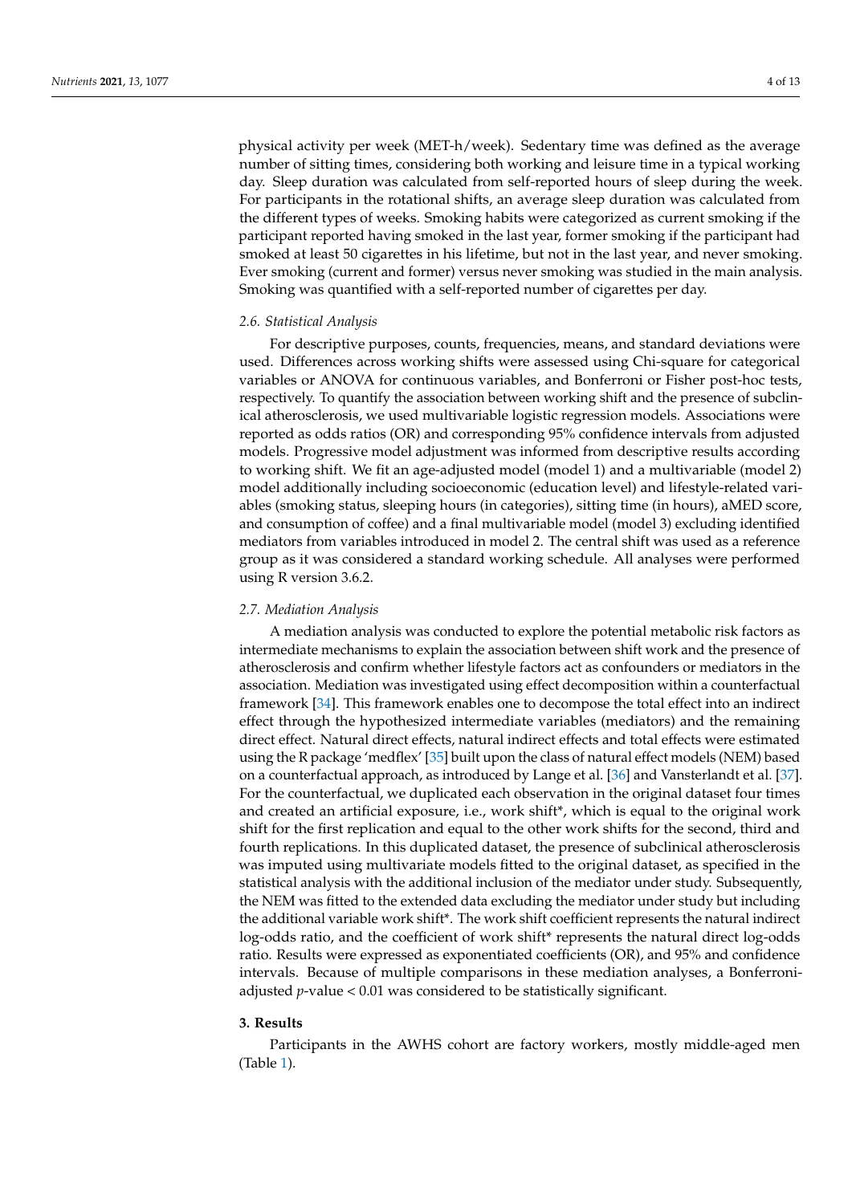physical activity per week (MET-h/week). Sedentary time was defined as the average number of sitting times, considering both working and leisure time in a typical working day. Sleep duration was calculated from self-reported hours of sleep during the week. For participants in the rotational shifts, an average sleep duration was calculated from the different types of weeks. Smoking habits were categorized as current smoking if the participant reported having smoked in the last year, former smoking if the participant had smoked at least 50 cigarettes in his lifetime, but not in the last year, and never smoking. Ever smoking (current and former) versus never smoking was studied in the main analysis. Smoking was quantified with a self-reported number of cigarettes per day.

### *2.6. Statistical Analysis*

For descriptive purposes, counts, frequencies, means, and standard deviations were used. Differences across working shifts were assessed using Chi-square for categorical variables or ANOVA for continuous variables, and Bonferroni or Fisher post-hoc tests, respectively. To quantify the association between working shift and the presence of subclinical atherosclerosis, we used multivariable logistic regression models. Associations were reported as odds ratios (OR) and corresponding 95% confidence intervals from adjusted models. Progressive model adjustment was informed from descriptive results according to working shift. We fit an age-adjusted model (model 1) and a multivariable (model 2) model additionally including socioeconomic (education level) and lifestyle-related variables (smoking status, sleeping hours (in categories), sitting time (in hours), aMED score, and consumption of coffee) and a final multivariable model (model 3) excluding identified mediators from variables introduced in model 2. The central shift was used as a reference group as it was considered a standard working schedule. All analyses were performed using R version 3.6.2.

### *2.7. Mediation Analysis*

A mediation analysis was conducted to explore the potential metabolic risk factors as intermediate mechanisms to explain the association between shift work and the presence of atherosclerosis and confirm whether lifestyle factors act as confounders or mediators in the association. Mediation was investigated using effect decomposition within a counterfactual framework [34]. This framework enables one to decompose the total effect into an indirect effect through the hypothesized intermediate variables (mediators) and the remaining direct effect. Natural direct effects, natural indirect effects and total effects were estimated using the R package 'medflex' [35] built upon the class of natural effect models (NEM) based on a counterfactual approach, as introduced by Lange et al. [36] and Vansterlandt et al. [37]. For the counterfactual, we duplicated each observation in the original dataset four times and created an artificial exposure, i.e., work shift*, which is equal to the original work shift for the first replication and equal to the other work shifts for the second, third and fourth replications. In this duplicated dataset, the presence of subclinical atherosclerosis was imputed using multivariate models fitted to the original dataset, as specified in the statistical analysis with the additional inclusion of the mediator under study. Subsequently, the NEM was fitted to the extended data excluding the mediator under study but including the additional variable work shift*. The work shift coefficient represents the natural indirect log-odds ratio, and the coefficient of work shift* represents the natural direct log-odds ratio. Results were expressed as exponentiated coefficients (OR), and 95% and confidence intervals. Because of multiple comparisons in these mediation analyses, a Bonferroni-adjusted $p$-value < 0.01 was considered to be statistically significant.

## **3. Results**

Participants in the AWHS cohort are factory workers, mostly middle-aged men (Table 1).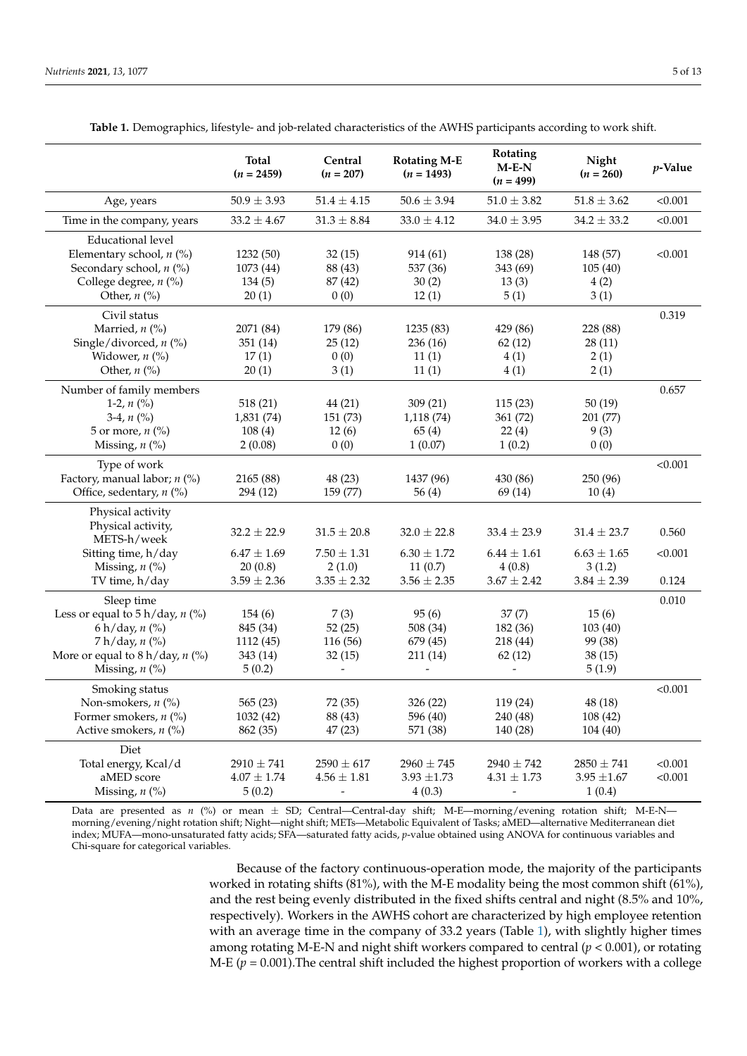**Table 1.** Demographics, lifestyle- and job-related characteristics of the AWHS participants according to work shift.

| | Total ($n$ = 2459) | Central ($n$ = 207) | Rotating M-E ($n$ = 1493) | Rotating M-E-N ($n$ = 499) | Night ($n$ = 260) | $p$-Value |
|---|---|---|---|---|---|---|
| Age, years | 50.9 ± 3.93 | 51.4 ± 4.15 | 50.6 ± 3.94 | 51.0 ± 3.82 | 51.8 ± 3.62 | <0.001 |
| Time in the company, years | 33.2 ± 4.67 | 31.3 ± 8.84 | 33.0 ± 4.12 | 34.0 ± 3.95 | 34.2 ± 33.2 | <0.001 |
| Educational level | | | | | | |
| Elementary school, $n$ (%) | 1232 (50) | 32 (15) | 914 (61) | 138 (28) | 148 (57) | <0.001 |
| Secondary school, $n$ (%) | 1073 (44) | 88 (43) | 537 (36) | 343 (69) | 105 (40) | |
| College degree, $n$ (%) | 134 (5) | 87 (42) | 30 (2) | 13 (3) | 4 (2) | |
| Other, $n$ (%) | 20 (1) | 0 (0) | 12 (1) | 5 (1) | 3 (1) | |
| Civil status | | | | | | 0.319 |
| Married, $n$ (%) | 2071 (84) | 179 (86) | 1235 (83) | 429 (86) | 228 (88) | |
| Single/divorced, $n$ (%) | 351 (14) | 25 (12) | 236 (16) | 62 (12) | 28 (11) | |
| Widower, $n$ (%) | 17 (1) | 0 (0) | 11 (1) | 4 (1) | 2 (1) | |
| Other, $n$ (%) | 20 (1) | 3 (1) | 11 (1) | 4 (1) | 2 (1) | |
| Number of family members | | | | | | 0.657 |
| 1-2, $n$ (%) | 518 (21) | 44 (21) | 309 (21) | 115 (23) | 50 (19) | |
| 3-4, $n$ (%) | 1,831 (74) | 151 (73) | 1,118 (74) | 361 (72) | 201 (77) | |
| 5 or more, $n$ (%) | 108 (4) | 12 (6) | 65 (4) | 22 (4) | 9 (3) | |
| Missing, $n$ (%) | 2 (0.08) | 0 (0) | 1 (0.07) | 1 (0.2) | 0 (0) | |
| Type of work | | | | | | <0.001 |
| Factory, manual labor; $n$ (%) | 2165 (88) | 48 (23) | 1437 (96) | 430 (86) | 250 (96) | |
| Office, sedentary, $n$ (%) | 294 (12) | 159 (77) | 56 (4) | 69 (14) | 10 (4) | |
| Physical activity | | | | | | |
| Physical activity, METS-h/week | 32.2 ± 22.9 | 31.5 ± 20.8 | 32.0 ± 22.8 | 33.4 ± 23.9 | 31.4 ± 23.7 | 0.560 |
| Sitting time, h/day | 6.47 ± 1.69 | 7.50 ± 1.31 | 6.30 ± 1.72 | 6.44 ± 1.61 | 6.63 ± 1.65 | <0.001 |
| Missing, $n$ (%) | 20 (0.8) | 2 (1.0) | 11 (0.7) | 4 (0.8) | 3 (1.2) | |
| TV time, h/day | 3.59 ± 2.36 | 3.35 ± 2.32 | 3.56 ± 2.35 | 3.67 ± 2.42 | 3.84 ± 2.39 | 0.124 |
| Sleep time | | | | | | 0.010 |
| Less or equal to 5 h/day, $n$ (%) | 154 (6) | 7 (3) | 95 (6) | 37 (7) | 15 (6) | |
| 6 h/day, $n$ (%) | 845 (34) | 52 (25) | 508 (34) | 182 (36) | 103 (40) | |
| 7 h/day, $n$ (%) | 1112 (45) | 116 (56) | 679 (45) | 218 (44) | 99 (38) | |
| More or equal to 8 h/day, $n$ (%) | 343 (14) | 32 (15) | 211 (14) | 62 (12) | 38 (15) | |
| Missing, $n$ (%) | 5 (0.2) | - | - | - | 5 (1.9) | |
| Smoking status | | | | | | <0.001 |
| Non-smokers, $n$ (%) | 565 (23) | 72 (35) | 326 (22) | 119 (24) | 48 (18) | |
| Former smokers, $n$ (%) | 1032 (42) | 88 (43) | 596 (40) | 240 (48) | 108 (42) | |
| Active smokers, $n$ (%) | 862 (35) | 47 (23) | 571 (38) | 140 (28) | 104 (40) | |
| Diet | | | | | | |
| Total energy, Kcal/d | 2910 ± 741 | 2590 ± 617 | 2960 ± 745 | 2940 ± 742 | 2850 ± 741 | <0.001 |
| aMED score | 4.07 ± 1.74 | 4.56 ± 1.81 | 3.93 ±1.73 | 4.31 ± 1.73 | 3.95 ±1.67 | <0.001 |
| Missing, $n$ (%) | 5 (0.2) | - | 4 (0.3) | - | 1 (0.4) | |

Data are presented as $n$ (%) or mean ± SD; Central—Central-day shift; M-E—morning/evening rotation shift; M-E-N—morning/evening/night rotation shift; Night—night shift; METs—Metabolic Equivalent of Tasks; aMED—alternative Mediterranean diet index; MUFA—mono-unsaturated fatty acids; SFA—saturated fatty acids, $p$-value obtained using ANOVA for continuous variables and Chi-square for categorical variables.

Because of the factory continuous-operation mode, the majority of the participants worked in rotating shifts (81%), with the M-E modality being the most common shift (61%), and the rest being evenly distributed in the fixed shifts central and night (8.5% and 10%, respectively). Workers in the AWHS cohort are characterized by high employee retention with an average time in the company of 33.2 years (Table 1), with slightly higher times among rotating M-E-N and night shift workers compared to central ($p < 0.001$), or rotating M-E ($p = 0.001$).The central shift included the highest proportion of workers with a college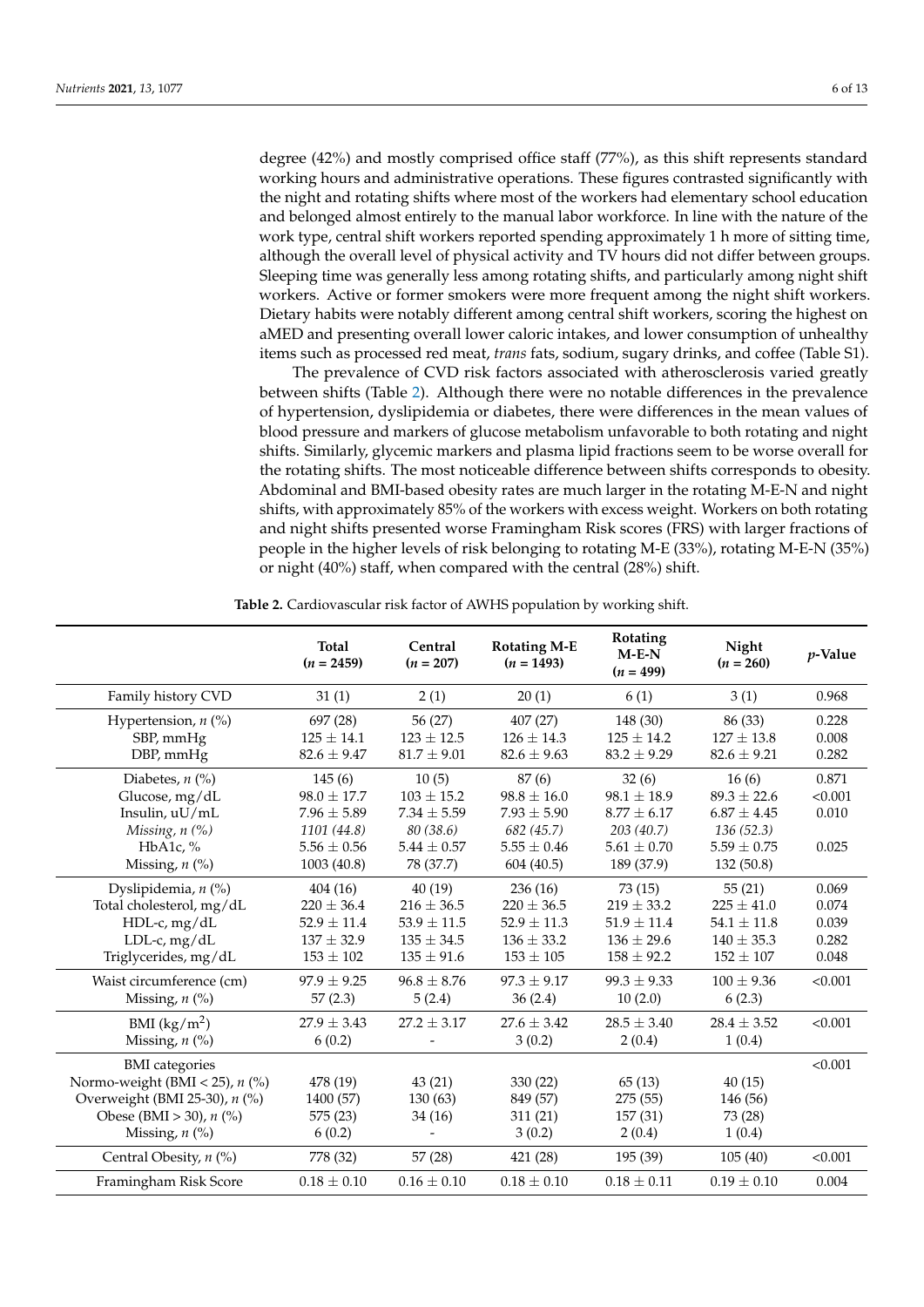degree (42%) and mostly comprised office staff (77%), as this shift represents standard working hours and administrative operations. These figures contrasted significantly with the night and rotating shifts where most of the workers had elementary school education and belonged almost entirely to the manual labor workforce. In line with the nature of the work type, central shift workers reported spending approximately 1 h more of sitting time, although the overall level of physical activity and TV hours did not differ between groups. Sleeping time was generally less among rotating shifts, and particularly among night shift workers. Active or former smokers were more frequent among the night shift workers. Dietary habits were notably different among central shift workers, scoring the highest on aMED and presenting overall lower caloric intakes, and lower consumption of unhealthy items such as processed red meat, *trans* fats, sodium, sugary drinks, and coffee (Table S1).

The prevalence of CVD risk factors associated with atherosclerosis varied greatly between shifts (Table 2). Although there were no notable differences in the prevalence of hypertension, dyslipidemia or diabetes, there were differences in the mean values of blood pressure and markers of glucose metabolism unfavorable to both rotating and night shifts. Similarly, glycemic markers and plasma lipid fractions seem to be worse overall for the rotating shifts. The most noticeable difference between shifts corresponds to obesity. Abdominal and BMI-based obesity rates are much larger in the rotating M-E-N and night shifts, with approximately 85% of the workers with excess weight. Workers on both rotating and night shifts presented worse Framingham Risk scores (FRS) with larger fractions of people in the higher levels of risk belonging to rotating M-E (33%), rotating M-E-N (35%) or night (40%) staff, when compared with the central (28%) shift.

**Table 2.** Cardiovascular risk factor of AWHS population by working shift.

| | Total ($n$ = 2459) | Central ($n$ = 207) | Rotating M-E ($n$ = 1493) | Rotating M-E-N ($n$ = 499) | Night ($n$ = 260) | $p$-Value |
|---|---|---|---|---|---|---|
| Family history CVD | 31 (1) | 2 (1) | 20 (1) | 6 (1) | 3 (1) | 0.968 |
| Hypertension, $n$ (%) | 697 (28) | 56 (27) | 407 (27) | 148 (30) | 86 (33) | 0.228 |
| SBP, mmHg | 125 ± 14.1 | 123 ± 12.5 | 126 ± 14.3 | 125 ± 14.2 | 127 ± 13.8 | 0.008 |
| DBP, mmHg | 82.6 ± 9.47 | 81.7 ± 9.01 | 82.6 ± 9.63 | 83.2 ± 9.29 | 82.6 ± 9.21 | 0.282 |
| Diabetes, $n$ (%) | 145 (6) | 10 (5) | 87 (6) | 32 (6) | 16 (6) | 0.871 |
| Glucose, mg/dL | 98.0 ± 17.7 | 103 ± 15.2 | 98.8 ± 16.0 | 98.1 ± 18.9 | 89.3 ± 22.6 | <0.001 |
| Insulin, uU/mL | 7.96 ± 5.89 | 7.34 ± 5.59 | 7.93 ± 5.90 | 8.77 ± 6.17 | 6.87 ± 4.45 | 0.010 |
| *Missing, n (%)* | *1101 (44.8)* | *80 (38.6)* | *682 (45.7)* | *203 (40.7)* | *136 (52.3)* | |
| HbA1c, % | 5.56 ± 0.56 | 5.44 ± 0.57 | 5.55 ± 0.46 | 5.61 ± 0.70 | 5.59 ± 0.75 | 0.025 |
| Missing, $n$ (%) | 1003 (40.8) | 78 (37.7) | 604 (40.5) | 189 (37.9) | 132 (50.8) | |
| Dyslipidemia, $n$ (%) | 404 (16) | 40 (19) | 236 (16) | 73 (15) | 55 (21) | 0.069 |
| Total cholesterol, mg/dL | 220 ± 36.4 | 216 ± 36.5 | 220 ± 36.5 | 219 ± 33.2 | 225 ± 41.0 | 0.074 |
| HDL-c, mg/dL | 52.9 ± 11.4 | 53.9 ± 11.5 | 52.9 ± 11.3 | 51.9 ± 11.4 | 54.1 ± 11.8 | 0.039 |
| LDL-c, mg/dL | 137 ± 32.9 | 135 ± 34.5 | 136 ± 33.2 | 136 ± 29.6 | 140 ± 35.3 | 0.282 |
| Triglycerides, mg/dL | 153 ± 102 | 135 ± 91.6 | 153 ± 105 | 158 ± 92.2 | 152 ± 107 | 0.048 |
| Waist circumference (cm) | 97.9 ± 9.25 | 96.8 ± 8.76 | 97.3 ± 9.17 | 99.3 ± 9.33 | 100 ± 9.36 | <0.001 |
| Missing, $n$ (%) | 57 (2.3) | 5 (2.4) | 36 (2.4) | 10 (2.0) | 6 (2.3) | |
| BMI (kg/m$^2$) | 27.9 ± 3.43 | 27.2 ± 3.17 | 27.6 ± 3.42 | 28.5 ± 3.40 | 28.4 ± 3.52 | <0.001 |
| Missing, $n$ (%) | 6 (0.2) | - | 3 (0.2) | 2 (0.4) | 1 (0.4) | |
| BMI categories | | | | | | <0.001 |
| Normo-weight (BMI < 25), $n$ (%) | 478 (19) | 43 (21) | 330 (22) | 65 (13) | 40 (15) | |
| Overweight (BMI 25-30), $n$ (%) | 1400 (57) | 130 (63) | 849 (57) | 275 (55) | 146 (56) | |
| Obese (BMI > 30), $n$ (%) | 575 (23) | 34 (16) | 311 (21) | 157 (31) | 73 (28) | |
| Missing, $n$ (%) | 6 (0.2) | - | 3 (0.2) | 2 (0.4) | 1 (0.4) | |
| Central Obesity, $n$ (%) | 778 (32) | 57 (28) | 421 (28) | 195 (39) | 105 (40) | <0.001 |
| Framingham Risk Score | 0.18 ± 0.10 | 0.16 ± 0.10 | 0.18 ± 0.10 | 0.18 ± 0.11 | 0.19 ± 0.10 | 0.004 |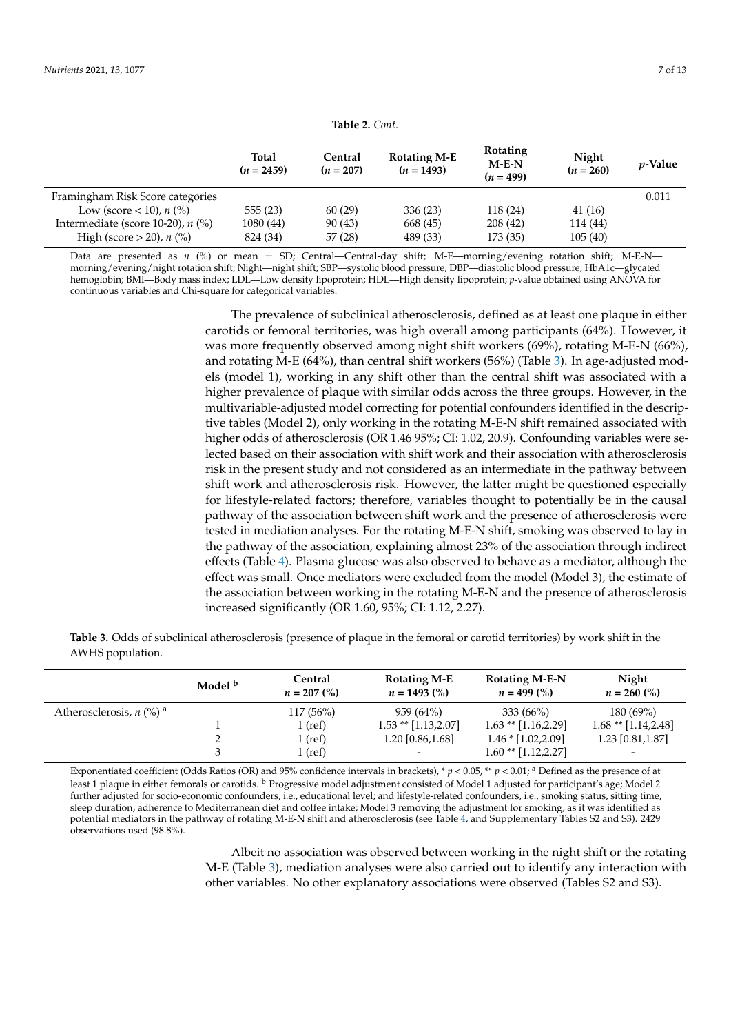**Table 2.** *Cont.*

| | Total ($n$ = 2459) | Central ($n$ = 207) | Rotating M-E ($n$ = 1493) | Rotating M-E-N ($n$ = 499) | Night ($n$ = 260) | $p$-Value |
|---|---|---|---|---|---|---|
| Framingham Risk Score categories | | | | | | 0.011 |
| Low (score < 10), $n$ (%) | 555 (23) | 60 (29) | 336 (23) | 118 (24) | 41 (16) | |
| Intermediate (score 10-20), $n$ (%) | 1080 (44) | 90 (43) | 668 (45) | 208 (42) | 114 (44) | |
| High (score > 20), $n$ (%) | 824 (34) | 57 (28) | 489 (33) | 173 (35) | 105 (40) | |

Data are presented as $n$ (%) or mean ± SD; Central—Central-day shift; M-E—morning/evening rotation shift; M-E-N—morning/evening/night rotation shift; Night—night shift; SBP—systolic blood pressure; DBP—diastolic blood pressure; HbA1c—glycated hemoglobin; BMI—Body mass index; LDL—Low density lipoprotein; HDL—High density lipoprotein; $p$-value obtained using ANOVA for continuous variables and Chi-square for categorical variables.

The prevalence of subclinical atherosclerosis, defined as at least one plaque in either carotids or femoral territories, was high overall among participants (64%). However, it was more frequently observed among night shift workers (69%), rotating M-E-N (66%), and rotating M-E (64%), than central shift workers (56%) (Table 3). In age-adjusted models (model 1), working in any shift other than the central shift was associated with a higher prevalence of plaque with similar odds across the three groups. However, in the multivariable-adjusted model correcting for potential confounders identified in the descriptive tables (Model 2), only working in the rotating M-E-N shift remained associated with higher odds of atherosclerosis (OR 1.46 95%; CI: 1.02, 20.9). Confounding variables were selected based on their association with shift work and their association with atherosclerosis risk in the present study and not considered as an intermediate in the pathway between shift work and atherosclerosis risk. However, the latter might be questioned especially for lifestyle-related factors; therefore, variables thought to potentially be in the causal pathway of the association between shift work and the presence of atherosclerosis were tested in mediation analyses. For the rotating M-E-N shift, smoking was observed to lay in the pathway of the association, explaining almost 23% of the association through indirect effects (Table 4). Plasma glucose was also observed to behave as a mediator, although the effect was small. Once mediators were excluded from the model (Model 3), the estimate of the association between working in the rotating M-E-N and the presence of atherosclerosis increased significantly (OR 1.60, 95%; CI: 1.12, 2.27).

**Table 3.** Odds of subclinical atherosclerosis (presence of plaque in the femoral or carotid territories) by work shift in the AWHS population.

| | Model [b] | Central $n$ = 207 (%) | Rotating M-E $n$ = 1493 (%) | Rotating M-E-N $n$ = 499 (%) | Night $n$ = 260 (%) |
|---|---|---|---|---|---|
| Atherosclerosis, $n$ (%) [a] | | 117 (56%) | 959 (64%) | 333 (66%) | 180 (69%) |
| | 1 | 1 (ref) | 1.53 ** [1.13,2.07] | 1.63 ** [1.16,2.29] | 1.68 ** [1.14,2.48] |
| | 2 | 1 (ref) | 1.20 [0.86,1.68] | 1.46 * [1.02,2.09] | 1.23 [0.81,1.87] |
| | 3 | 1 (ref) | - | 1.60 ** [1.12,2.27] | - |

Exponentiated coefficient (Odds Ratios (OR) and 95% confidence intervals in brackets), * $p < 0.05$, ** $p < 0.01$; [a] Defined as the presence of at least 1 plaque in either femorals or carotids. [b] Progressive model adjustment consisted of Model 1 adjusted for participant's age; Model 2 further adjusted for socio-economic confounders, i.e., educational level; and lifestyle-related confounders, i.e., smoking status, sitting time, sleep duration, adherence to Mediterranean diet and coffee intake; Model 3 removing the adjustment for smoking, as it was identified as potential mediators in the pathway of rotating M-E-N shift and atherosclerosis (see Table 4, and Supplementary Tables S2 and S3). 2429 observations used (98.8%).

Albeit no association was observed between working in the night shift or the rotating M-E (Table 3), mediation analyses were also carried out to identify any interaction with other variables. No other explanatory associations were observed (Tables S2 and S3).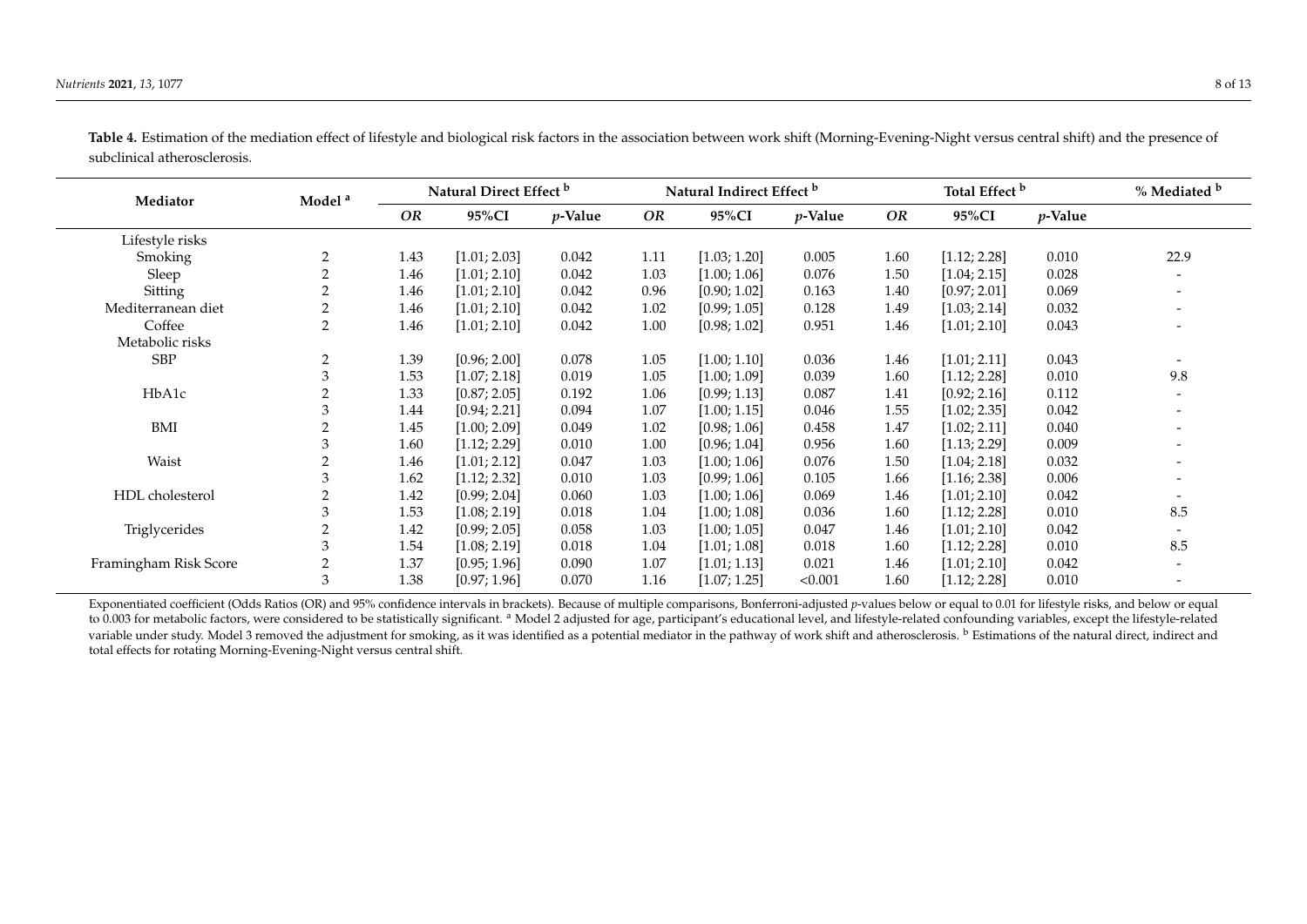**Table 4.** Estimation of the mediation effect of lifestyle and biological risk factors in the association between work shift (Morning-Evening-Night versus central shift) and the presence of subclinical atherosclerosis.

| Mediator | Model [a] | Natural Direct Effect [b] | | | Natural Indirect Effect [b] | | | Total Effect [b] | | | % Mediated [b] |
|---|---|---|---|---|---|---|---|---|---|---|---|
| | | *OR* | 95%CI | *p*-Value | *OR* | 95%CI | *p*-Value | *OR* | 95%CI | *p*-Value | |
| Lifestyle risks | | | | | | | | | | | |
| Smoking | 2 | 1.43 | [1.01; 2.03] | 0.042 | 1.11 | [1.03; 1.20] | 0.005 | 1.60 | [1.12; 2.28] | 0.010 | 22.9 |
| Sleep | 2 | 1.46 | [1.01; 2.10] | 0.042 | 1.03 | [1.00; 1.06] | 0.076 | 1.50 | [1.04; 2.15] | 0.028 | - |
| Sitting | 2 | 1.46 | [1.01; 2.10] | 0.042 | 0.96 | [0.90; 1.02] | 0.163 | 1.40 | [0.97; 2.01] | 0.069 | - |
| Mediterranean diet | 2 | 1.46 | [1.01; 2.10] | 0.042 | 1.02 | [0.99; 1.05] | 0.128 | 1.49 | [1.03; 2.14] | 0.032 | - |
| Coffee | 2 | 1.46 | [1.01; 2.10] | 0.042 | 1.00 | [0.98; 1.02] | 0.951 | 1.46 | [1.01; 2.10] | 0.043 | - |
| Metabolic risks | | | | | | | | | | | |
| SBP | 2 | 1.39 | [0.96; 2.00] | 0.078 | 1.05 | [1.00; 1.10] | 0.036 | 1.46 | [1.01; 2.11] | 0.043 | - |
| | 3 | 1.53 | [1.07; 2.18] | 0.019 | 1.05 | [1.00; 1.09] | 0.039 | 1.60 | [1.12; 2.28] | 0.010 | 9.8 |
| HbA1c | 2 | 1.33 | [0.87; 2.05] | 0.192 | 1.06 | [0.99; 1.13] | 0.087 | 1.41 | [0.92; 2.16] | 0.112 | - |
| | 3 | 1.44 | [0.94; 2.21] | 0.094 | 1.07 | [1.00; 1.15] | 0.046 | 1.55 | [1.02; 2.35] | 0.042 | - |
| BMI | 2 | 1.45 | [1.00; 2.09] | 0.049 | 1.02 | [0.98; 1.06] | 0.458 | 1.47 | [1.02; 2.11] | 0.040 | - |
| | 3 | 1.60 | [1.12; 2.29] | 0.010 | 1.00 | [0.96; 1.04] | 0.956 | 1.60 | [1.13; 2.29] | 0.009 | - |
| Waist | 2 | 1.46 | [1.01; 2.12] | 0.047 | 1.03 | [1.00; 1.06] | 0.076 | 1.50 | [1.04; 2.18] | 0.032 | - |
| | 3 | 1.62 | [1.12; 2.32] | 0.010 | 1.03 | [0.99; 1.06] | 0.105 | 1.66 | [1.16; 2.38] | 0.006 | - |
| HDL cholesterol | 2 | 1.42 | [0.99; 2.04] | 0.060 | 1.03 | [1.00; 1.06] | 0.069 | 1.46 | [1.01; 2.10] | 0.042 | - |
| | 3 | 1.53 | [1.08; 2.19] | 0.018 | 1.04 | [1.00; 1.08] | 0.036 | 1.60 | [1.12; 2.28] | 0.010 | 8.5 |
| Triglycerides | 2 | 1.42 | [0.99; 2.05] | 0.058 | 1.03 | [1.00; 1.05] | 0.047 | 1.46 | [1.01; 2.10] | 0.042 | - |
| | 3 | 1.54 | [1.08; 2.19] | 0.018 | 1.04 | [1.01; 1.08] | 0.018 | 1.60 | [1.12; 2.28] | 0.010 | 8.5 |
| Framingham Risk Score | 2 | 1.37 | [0.95; 1.96] | 0.090 | 1.07 | [1.01; 1.13] | 0.021 | 1.46 | [1.01; 2.10] | 0.042 | - |
| | 3 | 1.38 | [0.97; 1.96] | 0.070 | 1.16 | [1.07; 1.25] | <0.001 | 1.60 | [1.12; 2.28] | 0.010 | - |

Exponentiated coefficient (Odds Ratios (OR) and 95% confidence intervals in brackets). Because of multiple comparisons, Bonferroni-adjusted *p*-values below or equal to 0.01 for lifestyle risks, and below or equal to 0.003 for metabolic factors, were considered to be statistically significant. [a] Model 2 adjusted for age, participant's educational level, and lifestyle-related confounding variables, except the lifestyle-related variable under study. Model 3 removed the adjustment for smoking, as it was identified as a potential mediator in the pathway of work shift and atherosclerosis. [b] Estimations of the natural direct, indirect and total effects for rotating Morning-Evening-Night versus central shift.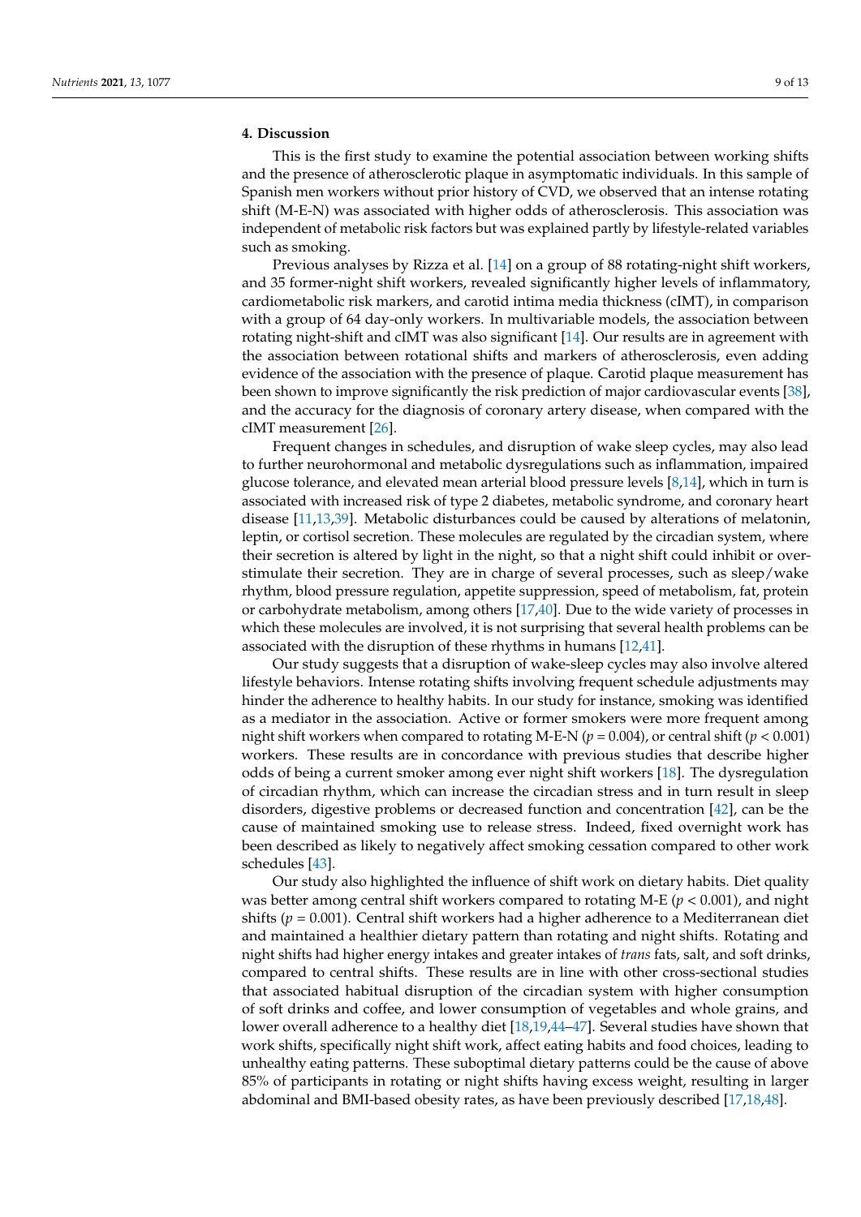## 4. Discussion

This is the first study to examine the potential association between working shifts and the presence of atherosclerotic plaque in asymptomatic individuals. In this sample of Spanish men workers without prior history of CVD, we observed that an intense rotating shift (M-E-N) was associated with higher odds of atherosclerosis. This association was independent of metabolic risk factors but was explained partly by lifestyle-related variables such as smoking.

Previous analyses by Rizza et al. [14] on a group of 88 rotating-night shift workers, and 35 former-night shift workers, revealed significantly higher levels of inflammatory, cardiometabolic risk markers, and carotid intima media thickness (cIMT), in comparison with a group of 64 day-only workers. In multivariable models, the association between rotating night-shift and cIMT was also significant [14]. Our results are in agreement with the association between rotational shifts and markers of atherosclerosis, even adding evidence of the association with the presence of plaque. Carotid plaque measurement has been shown to improve significantly the risk prediction of major cardiovascular events [38], and the accuracy for the diagnosis of coronary artery disease, when compared with the cIMT measurement [26].

Frequent changes in schedules, and disruption of wake sleep cycles, may also lead to further neurohormonal and metabolic dysregulations such as inflammation, impaired glucose tolerance, and elevated mean arterial blood pressure levels [8,14], which in turn is associated with increased risk of type 2 diabetes, metabolic syndrome, and coronary heart disease [11,13,39]. Metabolic disturbances could be caused by alterations of melatonin, leptin, or cortisol secretion. These molecules are regulated by the circadian system, where their secretion is altered by light in the night, so that a night shift could inhibit or over-stimulate their secretion. They are in charge of several processes, such as sleep/wake rhythm, blood pressure regulation, appetite suppression, speed of metabolism, fat, protein or carbohydrate metabolism, among others [17,40]. Due to the wide variety of processes in which these molecules are involved, it is not surprising that several health problems can be associated with the disruption of these rhythms in humans [12,41].

Our study suggests that a disruption of wake-sleep cycles may also involve altered lifestyle behaviors. Intense rotating shifts involving frequent schedule adjustments may hinder the adherence to healthy habits. In our study for instance, smoking was identified as a mediator in the association. Active or former smokers were more frequent among night shift workers when compared to rotating M-E-N ($p = 0.004$), or central shift ($p < 0.001$) workers. These results are in concordance with previous studies that describe higher odds of being a current smoker among ever night shift workers [18]. The dysregulation of circadian rhythm, which can increase the circadian stress and in turn result in sleep disorders, digestive problems or decreased function and concentration [42], can be the cause of maintained smoking use to release stress. Indeed, fixed overnight work has been described as likely to negatively affect smoking cessation compared to other work schedules [43].

Our study also highlighted the influence of shift work on dietary habits. Diet quality was better among central shift workers compared to rotating M-E ($p < 0.001$), and night shifts ($p = 0.001$). Central shift workers had a higher adherence to a Mediterranean diet and maintained a healthier dietary pattern than rotating and night shifts. Rotating and night shifts had higher energy intakes and greater intakes of *trans* fats, salt, and soft drinks, compared to central shifts. These results are in line with other cross-sectional studies that associated habitual disruption of the circadian system with higher consumption of soft drinks and coffee, and lower consumption of vegetables and whole grains, and lower overall adherence to a healthy diet [18,19,44–47]. Several studies have shown that work shifts, specifically night shift work, affect eating habits and food choices, leading to unhealthy eating patterns. These suboptimal dietary patterns could be the cause of above 85% of participants in rotating or night shifts having excess weight, resulting in larger abdominal and BMI-based obesity rates, as have been previously described [17,18,48].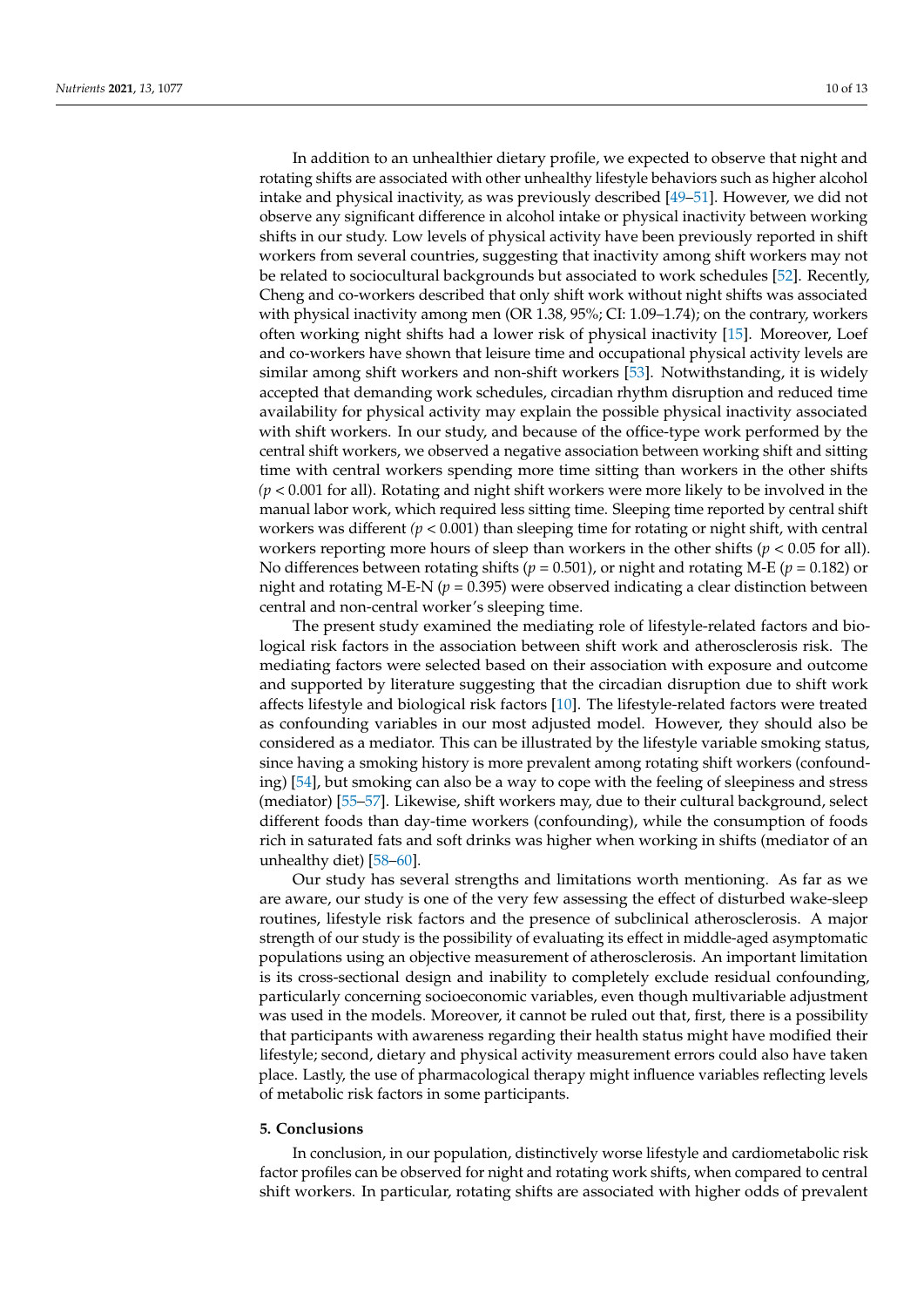In addition to an unhealthier dietary profile, we expected to observe that night and rotating shifts are associated with other unhealthy lifestyle behaviors such as higher alcohol intake and physical inactivity, as was previously described [49–51]. However, we did not observe any significant difference in alcohol intake or physical inactivity between working shifts in our study. Low levels of physical activity have been previously reported in shift workers from several countries, suggesting that inactivity among shift workers may not be related to sociocultural backgrounds but associated to work schedules [52]. Recently, Cheng and co-workers described that only shift work without night shifts was associated with physical inactivity among men (OR 1.38, 95%; CI: 1.09–1.74); on the contrary, workers often working night shifts had a lower risk of physical inactivity [15]. Moreover, Loef and co-workers have shown that leisure time and occupational physical activity levels are similar among shift workers and non-shift workers [53]. Notwithstanding, it is widely accepted that demanding work schedules, circadian rhythm disruption and reduced time availability for physical activity may explain the possible physical inactivity associated with shift workers. In our study, and because of the office-type work performed by the central shift workers, we observed a negative association between working shift and sitting time with central workers spending more time sitting than workers in the other shifts ($p < 0.001$ for all). Rotating and night shift workers were more likely to be involved in the manual labor work, which required less sitting time. Sleeping time reported by central shift workers was different ($p < 0.001$) than sleeping time for rotating or night shift, with central workers reporting more hours of sleep than workers in the other shifts ($p < 0.05$ for all). No differences between rotating shifts ($p = 0.501$), or night and rotating M-E ($p = 0.182$) or night and rotating M-E-N ($p = 0.395$) were observed indicating a clear distinction between central and non-central worker's sleeping time.

The present study examined the mediating role of lifestyle-related factors and biological risk factors in the association between shift work and atherosclerosis risk. The mediating factors were selected based on their association with exposure and outcome and supported by literature suggesting that the circadian disruption due to shift work affects lifestyle and biological risk factors [10]. The lifestyle-related factors were treated as confounding variables in our most adjusted model. However, they should also be considered as a mediator. This can be illustrated by the lifestyle variable smoking status, since having a smoking history is more prevalent among rotating shift workers (confounding) [54], but smoking can also be a way to cope with the feeling of sleepiness and stress (mediator) [55–57]. Likewise, shift workers may, due to their cultural background, select different foods than day-time workers (confounding), while the consumption of foods rich in saturated fats and soft drinks was higher when working in shifts (mediator of an unhealthy diet) [58–60].

Our study has several strengths and limitations worth mentioning. As far as we are aware, our study is one of the very few assessing the effect of disturbed wake-sleep routines, lifestyle risk factors and the presence of subclinical atherosclerosis. A major strength of our study is the possibility of evaluating its effect in middle-aged asymptomatic populations using an objective measurement of atherosclerosis. An important limitation is its cross-sectional design and inability to completely exclude residual confounding, particularly concerning socioeconomic variables, even though multivariable adjustment was used in the models. Moreover, it cannot be ruled out that, first, there is a possibility that participants with awareness regarding their health status might have modified their lifestyle; second, dietary and physical activity measurement errors could also have taken place. Lastly, the use of pharmacological therapy might influence variables reflecting levels of metabolic risk factors in some participants.

## 5. Conclusions

In conclusion, in our population, distinctively worse lifestyle and cardiometabolic risk factor profiles can be observed for night and rotating work shifts, when compared to central shift workers. In particular, rotating shifts are associated with higher odds of prevalent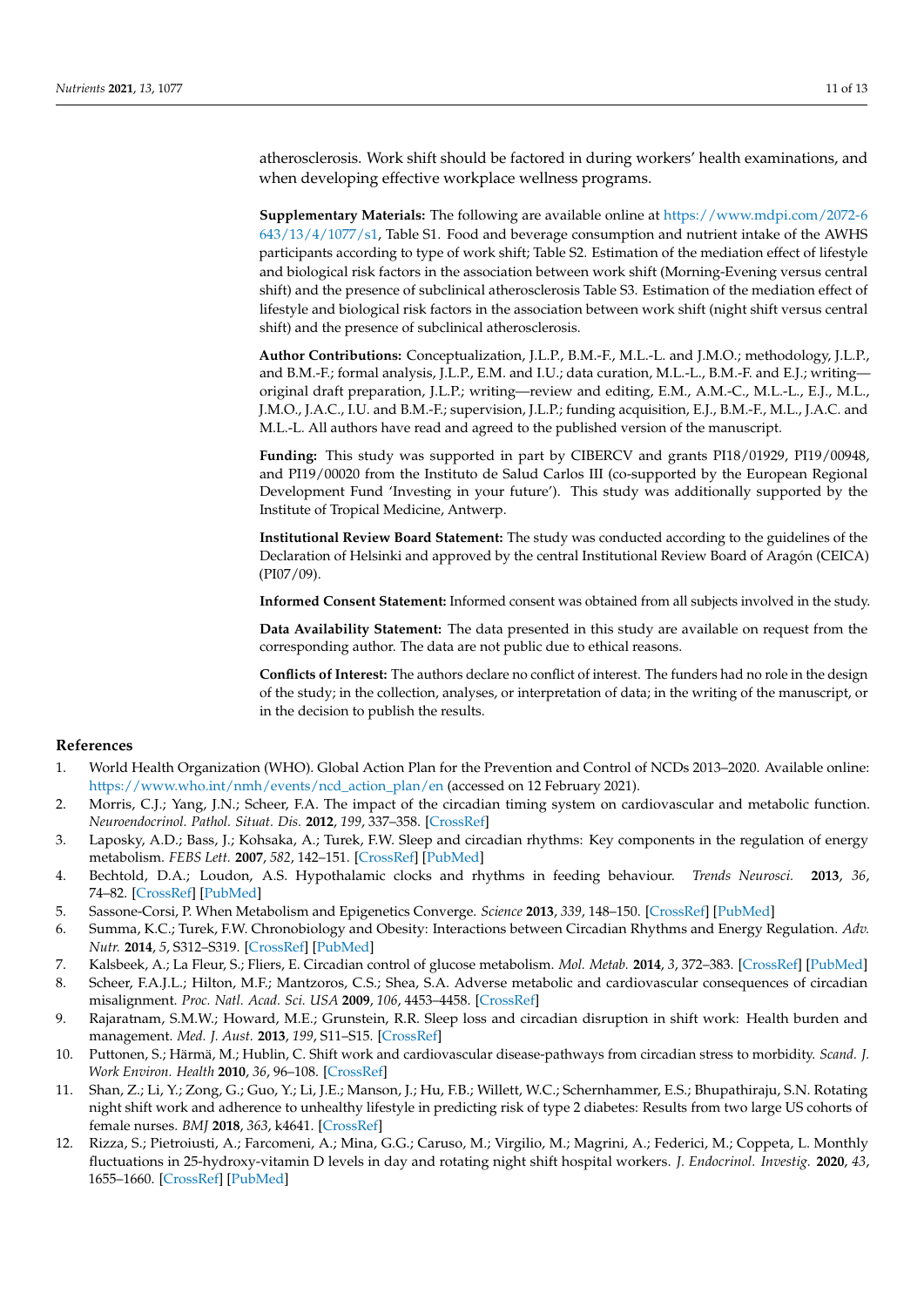atherosclerosis. Work shift should be factored in during workers' health examinations, and when developing effective workplace wellness programs.

**Supplementary Materials:** The following are available online at https://www.mdpi.com/2072-6643/13/4/1077/s1, Table S1. Food and beverage consumption and nutrient intake of the AWHS participants according to type of work shift; Table S2. Estimation of the mediation effect of lifestyle and biological risk factors in the association between work shift (Morning-Evening versus central shift) and the presence of subclinical atherosclerosis Table S3. Estimation of the mediation effect of lifestyle and biological risk factors in the association between work shift (night shift versus central shift) and the presence of subclinical atherosclerosis.

**Author Contributions:** Conceptualization, J.L.P., B.M.-F., M.L.-L. and J.M.O.; methodology, J.L.P., and B.M.-F.; formal analysis, J.L.P., E.M. and I.U.; data curation, M.L.-L., B.M.-F. and E.J.; writing—original draft preparation, J.L.P.; writing—review and editing, E.M., A.M.-C., M.L.-L., E.J., M.L., J.M.O., J.A.C., I.U. and B.M.-F.; supervision, J.L.P.; funding acquisition, E.J., B.M.-F., M.L., J.A.C. and M.L.-L. All authors have read and agreed to the published version of the manuscript.

**Funding:** This study was supported in part by CIBERCV and grants PI18/01929, PI19/00948, and PI19/00020 from the Instituto de Salud Carlos III (co-supported by the European Regional Development Fund 'Investing in your future'). This study was additionally supported by the Institute of Tropical Medicine, Antwerp.

**Institutional Review Board Statement:** The study was conducted according to the guidelines of the Declaration of Helsinki and approved by the central Institutional Review Board of Aragón (CEICA) (PI07/09).

**Informed Consent Statement:** Informed consent was obtained from all subjects involved in the study.

**Data Availability Statement:** The data presented in this study are available on request from the corresponding author. The data are not public due to ethical reasons.

**Conflicts of Interest:** The authors declare no conflict of interest. The funders had no role in the design of the study; in the collection, analyses, or interpretation of data; in the writing of the manuscript, or in the decision to publish the results.

## References

1. World Health Organization (WHO). Global Action Plan for the Prevention and Control of NCDs 2013–2020. Available online: https://www.who.int/nmh/events/ncd_action_plan/en (accessed on 12 February 2021).
2. Morris, C.J.; Yang, J.N.; Scheer, F.A. The impact of the circadian timing system on cardiovascular and metabolic function. *Neuroendocrinol. Pathol. Situat. Dis.* **2012**, *199*, 337–358. [CrossRef]
3. Laposky, A.D.; Bass, J.; Kohsaka, A.; Turek, F.W. Sleep and circadian rhythms: Key components in the regulation of energy metabolism. *FEBS Lett.* **2007**, *582*, 142–151. [CrossRef] [PubMed]
4. Bechtold, D.A.; Loudon, A.S. Hypothalamic clocks and rhythms in feeding behaviour. *Trends Neurosci.* **2013**, *36*, 74–82. [CrossRef] [PubMed]
5. Sassone-Corsi, P. When Metabolism and Epigenetics Converge. *Science* **2013**, *339*, 148–150. [CrossRef] [PubMed]
6. Summa, K.C.; Turek, F.W. Chronobiology and Obesity: Interactions between Circadian Rhythms and Energy Regulation. *Adv. Nutr.* **2014**, *5*, S312–S319. [CrossRef] [PubMed]
7. Kalsbeek, A.; La Fleur, S.; Fliers, E. Circadian control of glucose metabolism. *Mol. Metab.* **2014**, *3*, 372–383. [CrossRef] [PubMed]
8. Scheer, F.A.J.L.; Hilton, M.F.; Mantzoros, C.S.; Shea, S.A. Adverse metabolic and cardiovascular consequences of circadian misalignment. *Proc. Natl. Acad. Sci. USA* **2009**, *106*, 4453–4458. [CrossRef]
9. Rajaratnam, S.M.W.; Howard, M.E.; Grunstein, R.R. Sleep loss and circadian disruption in shift work: Health burden and management. *Med. J. Aust.* **2013**, *199*, S11–S15. [CrossRef]
10. Puttonen, S.; Härmä, M.; Hublin, C. Shift work and cardiovascular disease-pathways from circadian stress to morbidity. *Scand. J. Work Environ. Health* **2010**, *36*, 96–108. [CrossRef]
11. Shan, Z.; Li, Y.; Zong, G.; Guo, Y.; Li, J.E.; Manson, J.; Hu, F.B.; Willett, W.C.; Schernhammer, E.S.; Bhupathiraju, S.N. Rotating night shift work and adherence to unhealthy lifestyle in predicting risk of type 2 diabetes: Results from two large US cohorts of female nurses. *BMJ* **2018**, *363*, k4641. [CrossRef]
12. Rizza, S.; Pietroiusti, A.; Farcomeni, A.; Mina, G.G.; Caruso, M.; Virgilio, M.; Magrini, A.; Federici, M.; Coppeta, L. Monthly fluctuations in 25-hydroxy-vitamin D levels in day and rotating night shift hospital workers. *J. Endocrinol. Investig.* **2020**, *43*, 1655–1660. [CrossRef] [PubMed]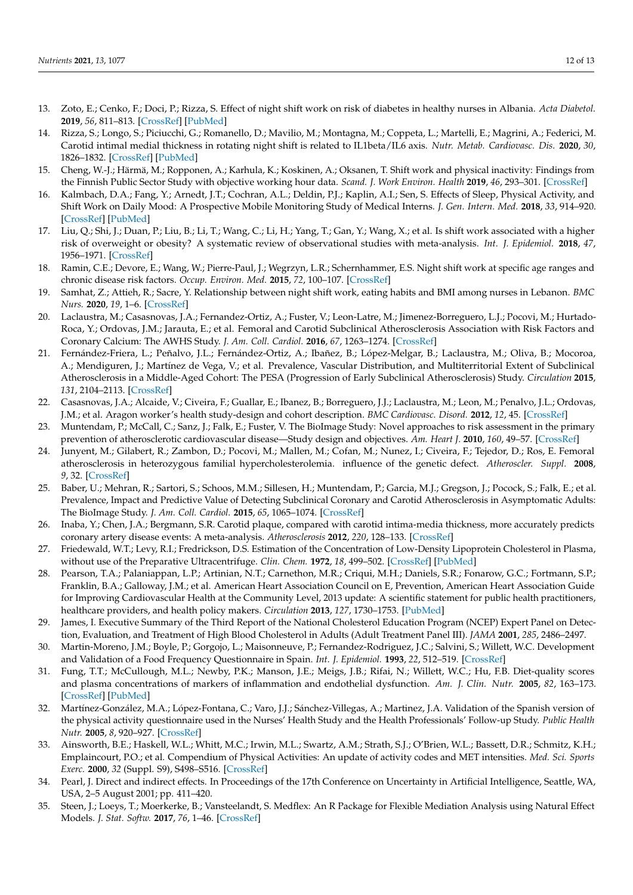13. Zoto, E.; Cenko, F.; Doci, P.; Rizza, S. Effect of night shift work on risk of diabetes in healthy nurses in Albania. *Acta Diabetol.* **2019**, *56*, 811–813. [CrossRef] [PubMed]
14. Rizza, S.; Longo, S.; Piciucchi, G.; Romanello, D.; Mavilio, M.; Montagna, M.; Coppeta, L.; Martelli, E.; Magrini, A.; Federici, M. Carotid intimal medial thickness in rotating night shift is related to IL1beta/IL6 axis. *Nutr. Metab. Cardiovasc. Dis.* **2020**, *30*, 1826–1832. [CrossRef] [PubMed]
15. Cheng, W.-J.; Härmä, M.; Ropponen, A.; Karhula, K.; Koskinen, A.; Oksanen, T. Shift work and physical inactivity: Findings from the Finnish Public Sector Study with objective working hour data. *Scand. J. Work Environ. Health* **2019**, *46*, 293–301. [CrossRef]
16. Kalmbach, D.A.; Fang, Y.; Arnedt, J.T.; Cochran, A.L.; Deldin, P.J.; Kaplin, A.I.; Sen, S. Effects of Sleep, Physical Activity, and Shift Work on Daily Mood: A Prospective Mobile Monitoring Study of Medical Interns. *J. Gen. Intern. Med.* **2018**, *33*, 914–920. [CrossRef] [PubMed]
17. Liu, Q.; Shi, J.; Duan, P.; Liu, B.; Li, T.; Wang, C.; Li, H.; Yang, T.; Gan, Y.; Wang, X.; et al. Is shift work associated with a higher risk of overweight or obesity? A systematic review of observational studies with meta-analysis. *Int. J. Epidemiol.* **2018**, *47*, 1956–1971. [CrossRef]
18. Ramin, C.E.; Devore, E.; Wang, W.; Pierre-Paul, J.; Wegrzyn, L.R.; Schernhammer, E.S. Night shift work at specific age ranges and chronic disease risk factors. *Occup. Environ. Med.* **2015**, *72*, 100–107. [CrossRef]
19. Samhat, Z.; Attieh, R.; Sacre, Y. Relationship between night shift work, eating habits and BMI among nurses in Lebanon. *BMC Nurs.* **2020**, *19*, 1–6. [CrossRef]
20. Laclaustra, M.; Casasnovas, J.A.; Fernandez-Ortiz, A.; Fuster, V.; Leon-Latre, M.; Jimenez-Borreguero, L.J.; Pocovi, M.; Hurtado-Roca, Y.; Ordovas, J.M.; Jarauta, E.; et al. Femoral and Carotid Subclinical Atherosclerosis Association with Risk Factors and Coronary Calcium: The AWHS Study. *J. Am. Coll. Cardiol.* **2016**, *67*, 1263–1274. [CrossRef]
21. Fernández-Friera, L.; Peñalvo, J.L.; Fernández-Ortiz, A.; Ibañez, B.; López-Melgar, B.; Laclaustra, M.; Oliva, B.; Mocoroa, A.; Mendiguren, J.; Martínez de Vega, V.; et al. Prevalence, Vascular Distribution, and Multiterritorial Extent of Subclinical Atherosclerosis in a Middle-Aged Cohort: The PESA (Progression of Early Subclinical Atherosclerosis) Study. *Circulation* **2015**, *131*, 2104–2113. [CrossRef]
22. Casasnovas, J.A.; Alcaide, V.; Civeira, F.; Guallar, E.; Ibanez, B.; Borreguero, J.J.; Laclaustra, M.; Leon, M.; Penalvo, J.L.; Ordovas, J.M.; et al. Aragon worker's health study-design and cohort description. *BMC Cardiovasc. Disord.* **2012**, *12*, 45. [CrossRef]
23. Muntendam, P.; McCall, C.; Sanz, J.; Falk, E.; Fuster, V. The BioImage Study: Novel approaches to risk assessment in the primary prevention of atherosclerotic cardiovascular disease—Study design and objectives. *Am. Heart J.* **2010**, *160*, 49–57. [CrossRef]
24. Junyent, M.; Gilabert, R.; Zambon, D.; Pocovi, M.; Mallen, M.; Cofan, M.; Nunez, I.; Civeira, F.; Tejedor, D.; Ros, E. Femoral atherosclerosis in heterozygous familial hypercholesterolemia. influence of the genetic defect. *Atheroscler. Suppl.* **2008**, *9*, 32. [CrossRef]
25. Baber, U.; Mehran, R.; Sartori, S.; Schoos, M.M.; Sillesen, H.; Muntendam, P.; Garcia, M.J.; Gregson, J.; Pocock, S.; Falk, E.; et al. Prevalence, Impact and Predictive Value of Detecting Subclinical Coronary and Carotid Atherosclerosis in Asymptomatic Adults: The BioImage Study. *J. Am. Coll. Cardiol.* **2015**, *65*, 1065–1074. [CrossRef]
26. Inaba, Y.; Chen, J.A.; Bergmann, S.R. Carotid plaque, compared with carotid intima-media thickness, more accurately predicts coronary artery disease events: A meta-analysis. *Atherosclerosis* **2012**, *220*, 128–133. [CrossRef]
27. Friedewald, W.T.; Levy, R.I.; Fredrickson, D.S. Estimation of the Concentration of Low-Density Lipoprotein Cholesterol in Plasma, without use of the Preparative Ultracentrifuge. *Clin. Chem.* **1972**, *18*, 499–502. [CrossRef] [PubMed]
28. Pearson, T.A.; Palaniappan, L.P.; Artinian, N.T.; Carnethon, M.R.; Criqui, M.H.; Daniels, S.R.; Fonarow, G.C.; Fortmann, S.P.; Franklin, B.A.; Galloway, J.M.; et al. American Heart Association Council on E, Prevention, American Heart Association Guide for Improving Cardiovascular Health at the Community Level, 2013 update: A scientific statement for public health practitioners, healthcare providers, and health policy makers. *Circulation* **2013**, *127*, 1730–1753. [PubMed]
29. James, I. Executive Summary of the Third Report of the National Cholesterol Education Program (NCEP) Expert Panel on Detection, Evaluation, and Treatment of High Blood Cholesterol in Adults (Adult Treatment Panel III). *JAMA* **2001**, *285*, 2486–2497.
30. Martin-Moreno, J.M.; Boyle, P.; Gorgojo, L.; Maisonneuve, P.; Fernandez-Rodriguez, J.C.; Salvini, S.; Willett, W.C. Development and Validation of a Food Frequency Questionnaire in Spain. *Int. J. Epidemiol.* **1993**, *22*, 512–519. [CrossRef]
31. Fung, T.T.; McCullough, M.L.; Newby, P.K.; Manson, J.E.; Meigs, J.B.; Rifai, N.; Willett, W.C.; Hu, F.B. Diet-quality scores and plasma concentrations of markers of inflammation and endothelial dysfunction. *Am. J. Clin. Nutr.* **2005**, *82*, 163–173. [CrossRef] [PubMed]
32. Martínez-González, M.A.; López-Fontana, C.; Varo, J.J.; Sánchez-Villegas, A.; Martinez, J.A. Validation of the Spanish version of the physical activity questionnaire used in the Nurses' Health Study and the Health Professionals' Follow-up Study. *Public Health Nutr.* **2005**, *8*, 920–927. [CrossRef]
33. Ainsworth, B.E.; Haskell, W.L.; Whitt, M.C.; Irwin, M.L.; Swartz, A.M.; Strath, S.J.; O'Brien, W.L.; Bassett, D.R.; Schmitz, K.H.; Emplaincourt, P.O.; et al. Compendium of Physical Activities: An update of activity codes and MET intensities. *Med. Sci. Sports Exerc.* **2000**, *32* (Suppl. S9), S498–S516. [CrossRef]
34. Pearl, J. Direct and indirect effects. In Proceedings of the 17th Conference on Uncertainty in Artificial Intelligence, Seattle, WA, USA, 2–5 August 2001; pp. 411–420.
35. Steen, J.; Loeys, T.; Moerkerke, B.; Vansteelandt, S. Medflex: An R Package for Flexible Mediation Analysis using Natural Effect Models. *J. Stat. Softw.* **2017**, *76*, 1–46. [CrossRef]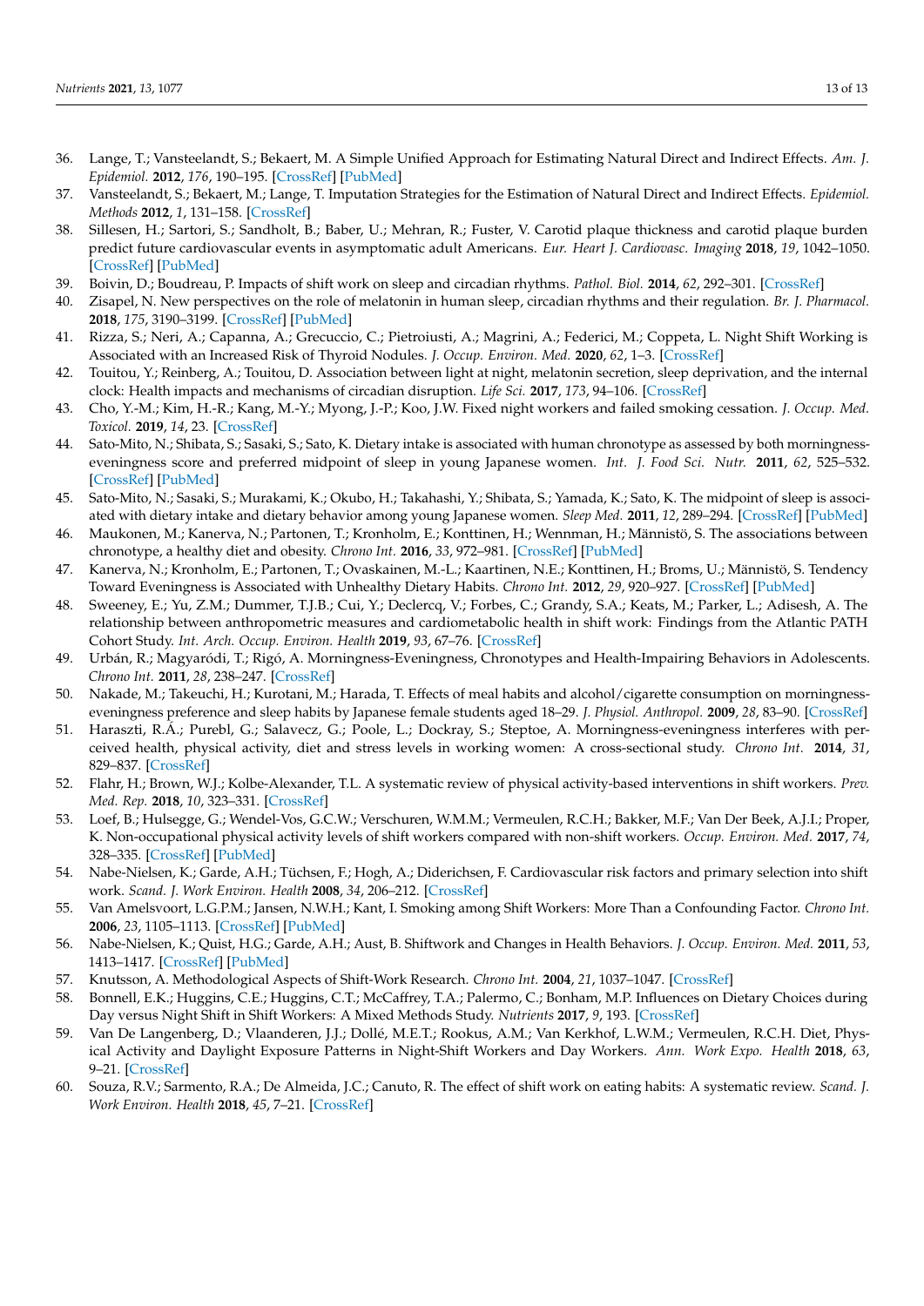36. Lange, T.; Vansteelandt, S.; Bekaert, M. A Simple Unified Approach for Estimating Natural Direct and Indirect Effects. *Am. J. Epidemiol.* **2012**, *176*, 190–195. [CrossRef] [PubMed]
37. Vansteelandt, S.; Bekaert, M.; Lange, T. Imputation Strategies for the Estimation of Natural Direct and Indirect Effects. *Epidemiol. Methods* **2012**, *1*, 131–158. [CrossRef]
38. Sillesen, H.; Sartori, S.; Sandholt, B.; Baber, U.; Mehran, R.; Fuster, V. Carotid plaque thickness and carotid plaque burden predict future cardiovascular events in asymptomatic adult Americans. *Eur. Heart J. Cardiovasc. Imaging* **2018**, *19*, 1042–1050. [CrossRef] [PubMed]
39. Boivin, D.; Boudreau, P. Impacts of shift work on sleep and circadian rhythms. *Pathol. Biol.* **2014**, *62*, 292–301. [CrossRef]
40. Zisapel, N. New perspectives on the role of melatonin in human sleep, circadian rhythms and their regulation. *Br. J. Pharmacol.* **2018**, *175*, 3190–3199. [CrossRef] [PubMed]
41. Rizza, S.; Neri, A.; Capanna, A.; Grecuccio, C.; Pietroiusti, A.; Magrini, A.; Federici, M.; Coppeta, L. Night Shift Working is Associated with an Increased Risk of Thyroid Nodules. *J. Occup. Environ. Med.* **2020**, *62*, 1–3. [CrossRef]
42. Touitou, Y.; Reinberg, A.; Touitou, D. Association between light at night, melatonin secretion, sleep deprivation, and the internal clock: Health impacts and mechanisms of circadian disruption. *Life Sci.* **2017**, *173*, 94–106. [CrossRef]
43. Cho, Y.-M.; Kim, H.-R.; Kang, M.-Y.; Myong, J.-P.; Koo, J.W. Fixed night workers and failed smoking cessation. *J. Occup. Med. Toxicol.* **2019**, *14*, 23. [CrossRef]
44. Sato-Mito, N.; Shibata, S.; Sasaki, S.; Sato, K. Dietary intake is associated with human chronotype as assessed by both morningness-eveningness score and preferred midpoint of sleep in young Japanese women. *Int. J. Food Sci. Nutr.* **2011**, *62*, 525–532. [CrossRef] [PubMed]
45. Sato-Mito, N.; Sasaki, S.; Murakami, K.; Okubo, H.; Takahashi, Y.; Shibata, S.; Yamada, K.; Sato, K. The midpoint of sleep is associated with dietary intake and dietary behavior among young Japanese women. *Sleep Med.* **2011**, *12*, 289–294. [CrossRef] [PubMed]
46. Maukonen, M.; Kanerva, N.; Partonen, T.; Kronholm, E.; Konttinen, H.; Wennman, H.; Männistö, S. The associations between chronotype, a healthy diet and obesity. *Chrono Int.* **2016**, *33*, 972–981. [CrossRef] [PubMed]
47. Kanerva, N.; Kronholm, E.; Partonen, T.; Ovaskainen, M.-L.; Kaartinen, N.E.; Konttinen, H.; Broms, U.; Männistö, S. Tendency Toward Eveningness is Associated with Unhealthy Dietary Habits. *Chrono Int.* **2012**, *29*, 920–927. [CrossRef] [PubMed]
48. Sweeney, E.; Yu, Z.M.; Dummer, T.J.B.; Cui, Y.; Declercq, V.; Forbes, C.; Grandy, S.A.; Keats, M.; Parker, L.; Adisesh, A. The relationship between anthropometric measures and cardiometabolic health in shift work: Findings from the Atlantic PATH Cohort Study. *Int. Arch. Occup. Environ. Health* **2019**, *93*, 67–76. [CrossRef]
49. Urbán, R.; Magyaródi, T.; Rigó, A. Morningness-Eveningness, Chronotypes and Health-Impairing Behaviors in Adolescents. *Chrono Int.* **2011**, *28*, 238–247. [CrossRef]
50. Nakade, M.; Takeuchi, H.; Kurotani, M.; Harada, T. Effects of meal habits and alcohol/cigarette consumption on morningness-eveningness preference and sleep habits by Japanese female students aged 18–29. *J. Physiol. Anthropol.* **2009**, *28*, 83–90. [CrossRef]
51. Haraszti, R.Á.; Purebl, G.; Salavecz, G.; Poole, L.; Dockray, S.; Steptoe, A. Morningness-eveningness interferes with perceived health, physical activity, diet and stress levels in working women: A cross-sectional study. *Chrono Int.* **2014**, *31*, 829–837. [CrossRef]
52. Flahr, H.; Brown, W.J.; Kolbe-Alexander, T.L. A systematic review of physical activity-based interventions in shift workers. *Prev. Med. Rep.* **2018**, *10*, 323–331. [CrossRef]
53. Loef, B.; Hulsegge, G.; Wendel-Vos, G.C.W.; Verschuren, W.M.M.; Vermeulen, R.C.H.; Bakker, M.F.; Van Der Beek, A.J.I.; Proper, K. Non-occupational physical activity levels of shift workers compared with non-shift workers. *Occup. Environ. Med.* **2017**, *74*, 328–335. [CrossRef] [PubMed]
54. Nabe-Nielsen, K.; Garde, A.H.; Tüchsen, F.; Hogh, A.; Diderichsen, F. Cardiovascular risk factors and primary selection into shift work. *Scand. J. Work Environ. Health* **2008**, *34*, 206–212. [CrossRef]
55. Van Amelsvoort, L.G.P.M.; Jansen, N.W.H.; Kant, I. Smoking among Shift Workers: More Than a Confounding Factor. *Chrono Int.* **2006**, *23*, 1105–1113. [CrossRef] [PubMed]
56. Nabe-Nielsen, K.; Quist, H.G.; Garde, A.H.; Aust, B. Shiftwork and Changes in Health Behaviors. *J. Occup. Environ. Med.* **2011**, *53*, 1413–1417. [CrossRef] [PubMed]
57. Knutsson, A. Methodological Aspects of Shift-Work Research. *Chrono Int.* **2004**, *21*, 1037–1047. [CrossRef]
58. Bonnell, E.K.; Huggins, C.E.; Huggins, C.T.; McCaffrey, T.A.; Palermo, C.; Bonham, M.P. Influences on Dietary Choices during Day versus Night Shift in Shift Workers: A Mixed Methods Study. *Nutrients* **2017**, *9*, 193. [CrossRef]
59. Van De Langenberg, D.; Vlaanderen, J.J.; Dollé, M.E.T.; Rookus, A.M.; Van Kerkhof, L.W.M.; Vermeulen, R.C.H. Diet, Physical Activity and Daylight Exposure Patterns in Night-Shift Workers and Day Workers. *Ann. Work Expo. Health* **2018**, *63*, 9–21. [CrossRef]
60. Souza, R.V.; Sarmento, R.A.; De Almeida, J.C.; Canuto, R. The effect of shift work on eating habits: A systematic review. *Scand. J. Work Environ. Health* **2018**, *45*, 7–21. [CrossRef]